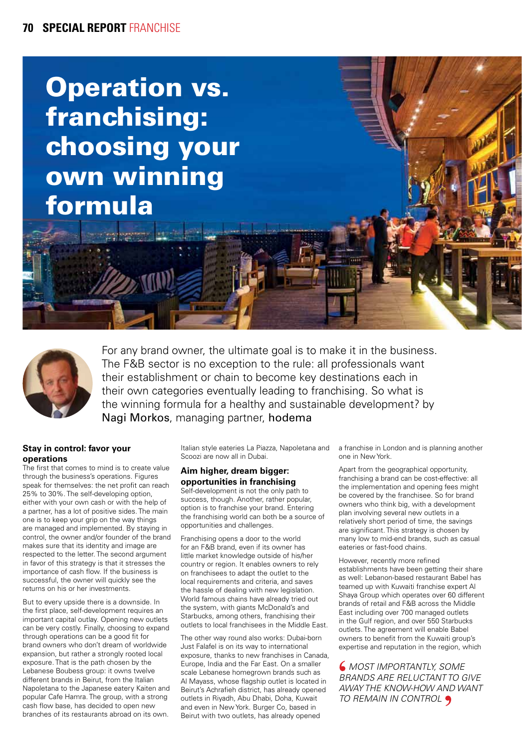# Operation vs. franchising: choosing your own winning formula

For any brand owner, the ultimate goal is to make it in the business. The F&B sector is no exception to the rule: all professionals want their establishment or chain to become key destinations each in their own categories eventually leading to franchising. So what is the winning formula for a healthy and sustainable development? by Nagi Morkos, managing partner, hodema

### Stay in control: favor your operations

The first that comes to mind is to create value through the business's operations. Figures speak for themselves: the net profit can reach 25% to 30%. The self-developing option, either with your own cash or with the help of a partner, has a lot of positive sides. The main one is to keep your grip on the way things are managed and implemented. By staying in control, the owner and/or founder of the brand makes sure that its identity and image are respected to the letter. The second argument in favor of this strategy is that it stresses the importance of cash flow. If the business is successful, the owner will quickly see the returns on his or her investments.

But to every upside there is a downside. In the first place, self-development requires an important capital outlay. Opening new outlets can be very costly. Finally, choosing to expand through operations can be a good fit for brand owners who don't dream of worldwide expansion, but rather a strongly rooted local exposure. That is the path chosen by the Lebanese Boubess group: it owns twelve different brands in Beirut, from the Italian Napoletana to the Japanese eatery Kaiten and popular Cafe Hamra. The group, with a strong cash flow base, has decided to open new branches of its restaurants abroad on its own. Italian style eateries La Piazza, Napoletana and Scoozi are now all in Dubai.

### Aim higher, dream bigger: opportunities in franchising

Self-development is not the only path to success, though. Another, rather popular, option is to franchise your brand. Entering the franchising world can both be a source of opportunities and challenges.

Franchising opens a door to the world for an F&B brand, even if its owner has little market knowledge outside of his/her country or region. It enables owners to rely on franchisees to adapt the outlet to the local requirements and criteria, and saves the hassle of dealing with new legislation. World famous chains have already tried out the system, with giants McDonald's and Starbucks, among others, franchising their outlets to local franchisees in the Middle East.

The other way round also works: Dubai-born Just Falafel is on its way to international exposure, thanks to new franchises in Canada, Europe, India and the Far East. On a smaller scale Lebanese homegrown brands such as Al Mayass, whose flagship outlet is located in Beirut's Achrafieh district, has already opened outlets in Riyadh, Abu Dhabi, Doha, Kuwait and even in New York. Burger Co, based in Beirut with two outlets, has already opened a franchise in London and is planning another one in New York.

Apart from the geographical opportunity, franchising a brand can be cost-effective: all the implementation and opening fees might be covered by the franchisee. So for brand owners who think big, with a development plan involving several new outlets in a relatively short period of time, the savings are significant. This strategy is chosen by many low to mid-end brands, such as casual eateries or fast-food chains.

However, recently more refined establishments have been getting their share as well: Lebanon-based restaurant Babel has teamed up with Kuwaiti franchise expert Al Shaya Group which operates over 60 different brands of retail and F&B across the Middle East including over 700 managed outlets in the Gulf region, and over 550 Starbucks outlets. The agreement will enable Babel owners to benefit from the Kuwaiti group's expertise and reputation in the region, which

*MOST IMPORTANTLY, SOME BRANDS ARE RELUCTANT TO GIVE AWAY THE KNOW-HOW AND WANT TO REMAIN IN CONTROL*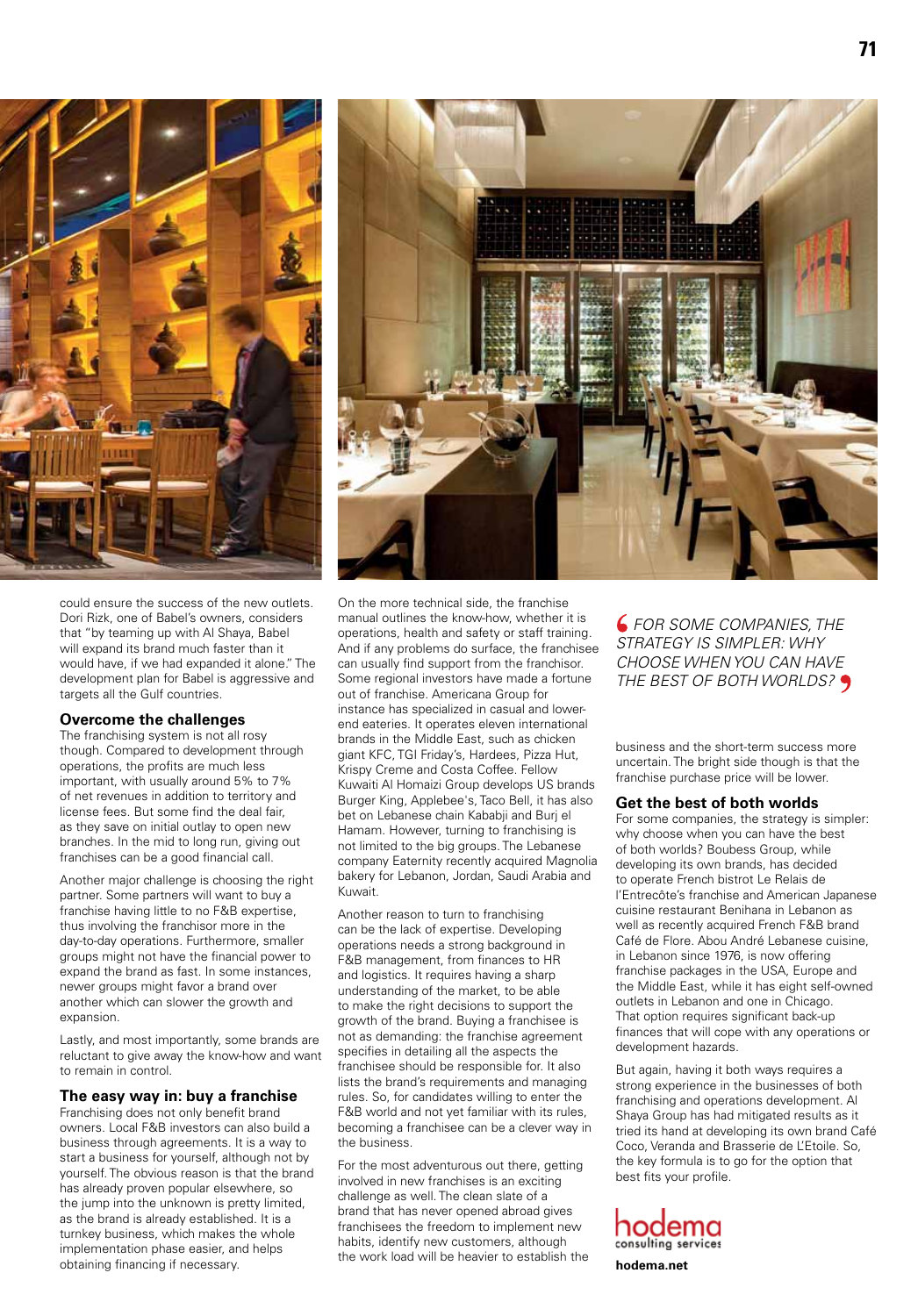could ensure the success of the new outlets. Dori Rizk, one of Babel's owners, considers that "by teaming up with Al Shaya, Babel will expand its brand much faster than it would have, if we had expanded it alone." The development plan for Babel is aggressive and targets all the Gulf countries.

## Overcome the challenges

The franchising system is not all rosy though. Compared to development through operations, the profits are much less important, with usually around 5% to 7% of net revenues in addition to territory and license fees. But some find the deal fair, as they save on initial outlay to open new branches. In the mid to long run, giving out franchises can be a good financial call.

Another major challenge is choosing the right partner. Some partners will want to buy a franchise having little to no F&B expertise, thus involving the franchisor more in the day-to-day operations. Furthermore, smaller groups might not have the financial power to expand the brand as fast. In some instances, newer groups might favor a brand over another which can slower the growth and expansion.

Lastly, and most importantly, some brands are reluctant to give away the know-how and want to remain in control.

## The easy way in: buy a franchise

Franchising does not only benefit brand owners. Local F&B investors can also build a business through agreements. It is a way to start a business for yourself, although not by yourself. The obvious reason is that the brand has already proven popular elsewhere, so the jump into the unknown is pretty limited, as the brand is already established. It is a turnkey business, which makes the whole implementation phase easier, and helps obtaining financing if necessary.

On the more technical side, the franchise manual outlines the know-how, whether it is operations, health and safety or staff training. And if any problems do surface, the franchisee can usually find support from the franchisor. Some regional investors have made a fortune out of franchise. Americana Group for instance has specialized in casual and lower-end eateries. It operates eleven international brands in the Middle East, such as chicken giant KFC, TGI Friday's, Hardees, Pizza Hut, Krispy Creme and Costa Coffee. Fellow Kuwaiti Al Homaizi Group develops US brands Burger King, Applebee's, Taco Bell, it has also bet on Lebanese chain Kababji and Burj el Hamam. However, turning to franchising is not limited to the big groups. The Lebanese company Eaternity recently acquired Magnolia bakery for Lebanon, Jordan, Saudi Arabia and Kuwait.

Another reason to turn to franchising can be the lack of expertise. Developing operations needs a strong background in F&B management, from finances to HR and logistics. It requires having a sharp understanding of the market, to be able to make the right decisions to support the growth of the brand. Buying a franchisee is not as demanding: the franchise agreement specifies in detailing all the aspects the franchisee should be responsible for. It also lists the brand's requirements and managing rules. So, for candidates willing to enter the F&B world and not yet familiar with its rules, becoming a franchisee can be a clever way in the business.

For the most adventurous out there, getting involved in new franchises is an exciting challenge as well. The clean slate of a brand that has never opened abroad gives franchisees the freedom to implement new habits, identify new customers, although the work load will be heavier to establish the business and the short-term success more uncertain. The bright side though is that the franchise purchase price will be lower.

> *FOR SOME COMPANIES, THE STRATEGY IS SIMPLER: WHY CHOOSE WHEN YOU CAN HAVE THE BEST OF BOTH WORLDS?*

## Get the best of both worlds

For some companies, the strategy is simpler: why choose when you can have the best of both worlds? Boubess Group, while developing its own brands, has decided to operate French bistrot Le Relais de l'Entrecôte's franchise and American Japanese cuisine restaurant Benihana in Lebanon as well as recently acquired French F&B brand Café de Flore. Abou André Lebanese cuisine, in Lebanon since 1976, is now offering franchise packages in the USA, Europe and the Middle East, while it has eight self-owned outlets in Lebanon and one in Chicago. That option requires significant back-up finances that will cope with any operations or development hazards.

But again, having it both ways requires a strong experience in the businesses of both franchising and operations development. Al Shaya Group has had mitigated results as it tried its hand at developing its own brand Café Coco, Veranda and Brasserie de L'Etoile. So, the key formula is to go for the option that best fits your profile.

hodema consulting services

**hodema.net**